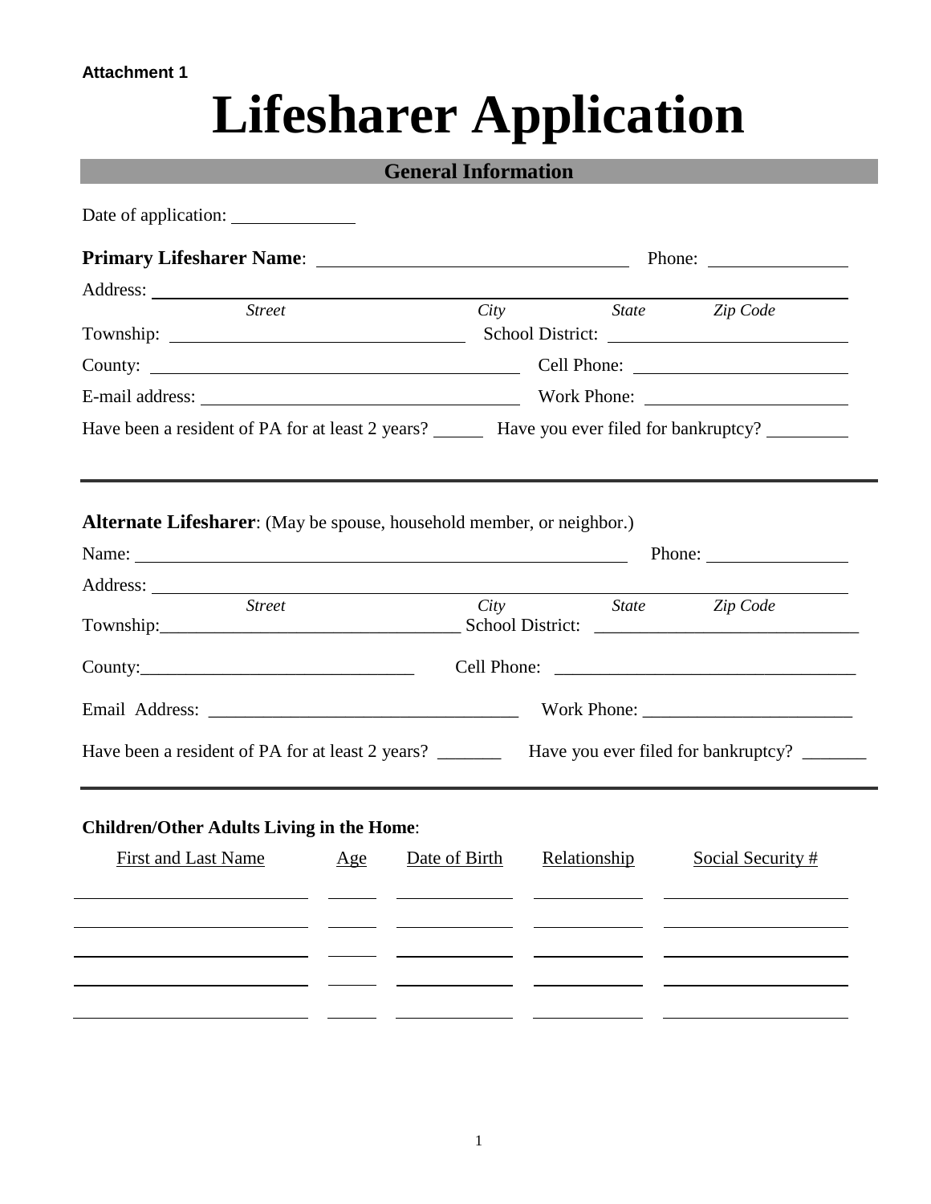**Attachment 1**

# Lifesharer Application

## General Information

Date of application: ____________

**Primary Lifesharer Name**: ______________________________ Phone: ______________

Address: ________________________________________________________________

*Street* *City* *State* *Zip Code*

Township: ____________________________ School District: ________________________

County: ____________________________________ Cell Phone: ______________________

E-mail address: ______________________________ Work Phone: _____________________

Have been a resident of PA for at least 2 years? _____ Have you ever filed for bankruptcy? ________

---

**Alternate Lifesharer**: (May be spouse, household member, or neighbor.)

Name: __________________________________________________ Phone: ______________

Address: ________________________________________________________________

*Street* *City* *State* *Zip Code*

Township:_________________________________ School District: _____________________________

County:______________________________ Cell Phone: _________________________________

Email Address: __________________________________ Work Phone: _______________________

Have been a resident of PA for at least 2 years? _______ Have you ever filed for bankruptcy? _______

---

**Children/Other Adults Living in the Home**:

| First and Last Name | Age | Date of Birth | Relationship | Social Security # |
| --- | --- | --- | --- | --- |
| | | | | |
| | | | | |
| | | | | |
| | | | | |
| | | | | |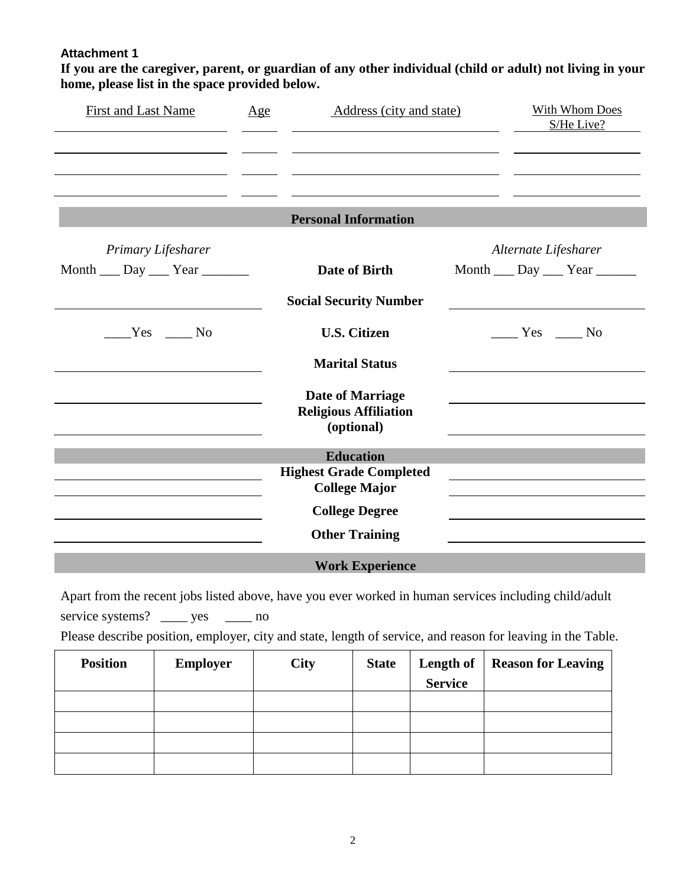**Attachment 1**

**If you are the caregiver, parent, or guardian of any other individual (child or adult) not living in your home, please list in the space provided below.**

| First and Last Name | Age | Address (city and state) | With Whom Does S/He Live? |
| --- | --- | --- | --- |
| | | | |
| | | | |
| | | | |

## Personal Information

| *Primary Lifesharer* | | *Alternate Lifesharer* |
| --- | --- | --- |
| Month ___ Day ___ Year _______ | **Date of Birth** | Month ___ Day ___ Year ______ |
| | **Social Security Number** | |
| ____Yes ____ No | **U.S. Citizen** | ____ Yes ____ No |
| | **Marital Status** | |
| | **Date of Marriage** | |
| | **Religious Affiliation (optional)** | |

## Education

| | | |
| --- | --- | --- |
| | **Highest Grade Completed** | |
| | **College Major** | |
| | **College Degree** | |
| | **Other Training** | |

## Work Experience

Apart from the recent jobs listed above, have you ever worked in human services including child/adult service systems? ____ yes ____ no

Please describe position, employer, city and state, length of service, and reason for leaving in the Table.

| Position | Employer | City | State | Length of Service | Reason for Leaving |
| --- | --- | --- | --- | --- | --- |
| | | | | | |
| | | | | | |
| | | | | | |
| | | | | | |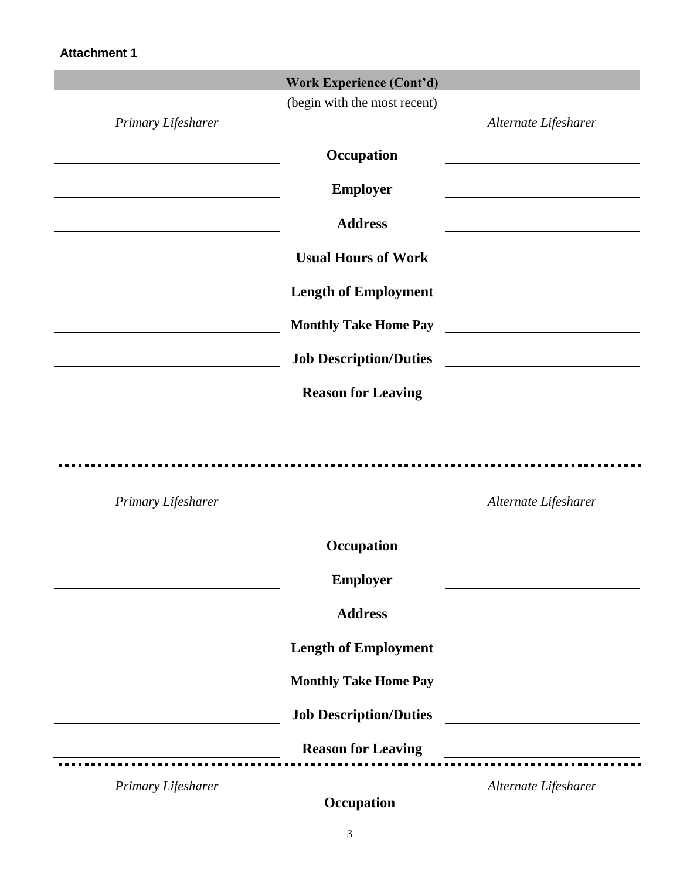**Attachment 1**

## Work Experience (Cont'd)

(begin with the most recent)

| *Primary Lifesharer* | | *Alternate Lifesharer* |
|---|---|---|
| | **Occupation** | |
| | **Employer** | |
| | **Address** | |
| | **Usual Hours of Work** | |
| | **Length of Employment** | |
| | **Monthly Take Home Pay** | |
| | **Job Description/Duties** | |
| | **Reason for Leaving** | |

---

| *Primary Lifesharer* | | *Alternate Lifesharer* |
|---|---|---|
| | **Occupation** | |
| | **Employer** | |
| | **Address** | |
| | **Length of Employment** | |
| | **Monthly Take Home Pay** | |
| | **Job Description/Duties** | |
| | **Reason for Leaving** | |

---

| *Primary Lifesharer* | | *Alternate Lifesharer* |
|---|---|---|
| | **Occupation** | |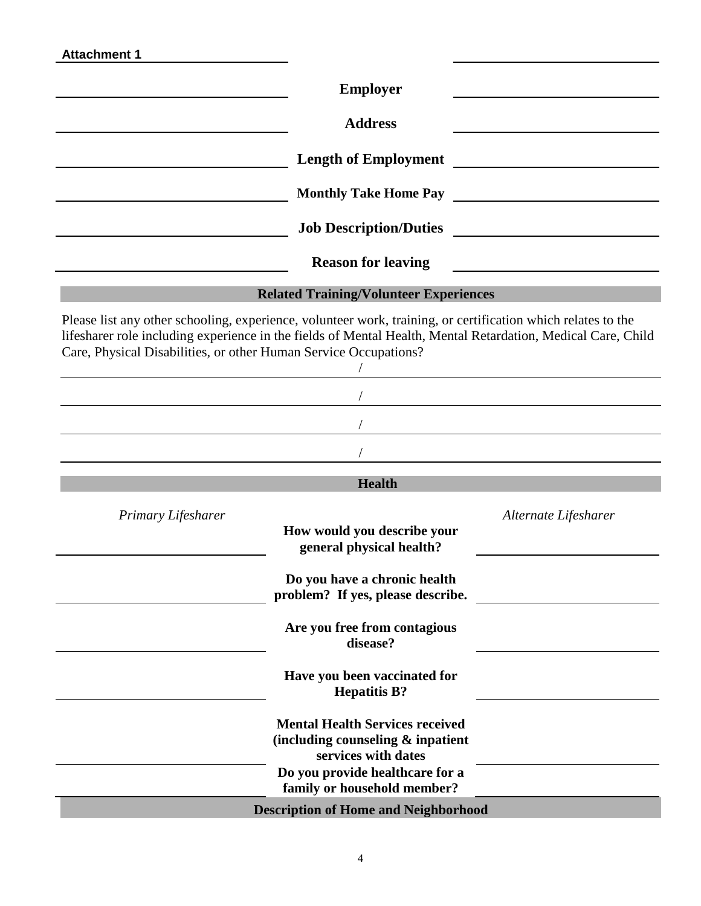**Attachment 1**

| | | |
|---|---|---|
| | **Employer** | |
| | **Address** | |
| | **Length of Employment** | |
| | **Monthly Take Home Pay** | |
| | **Job Description/Duties** | |
| | **Reason for leaving** | |

## Related Training/Volunteer Experiences

Please list any other schooling, experience, volunteer work, training, or certification which relates to the lifesharer role including experience in the fields of Mental Health, Mental Retardation, Medical Care, Child Care, Physical Disabilities, or other Human Service Occupations?

/

/

/

/

## Health

| *Primary Lifesharer* | | *Alternate Lifesharer* |
|---|---|---|
| | **How would you describe your general physical health?** | |
| | **Do you have a chronic health problem? If yes, please describe.** | |
| | **Are you free from contagious disease?** | |
| | **Have you been vaccinated for Hepatitis B?** | |
| | **Mental Health Services received (including counseling & inpatient services with dates** | |
| | **Do you provide healthcare for a family or household member?** | |

## Description of Home and Neighborhood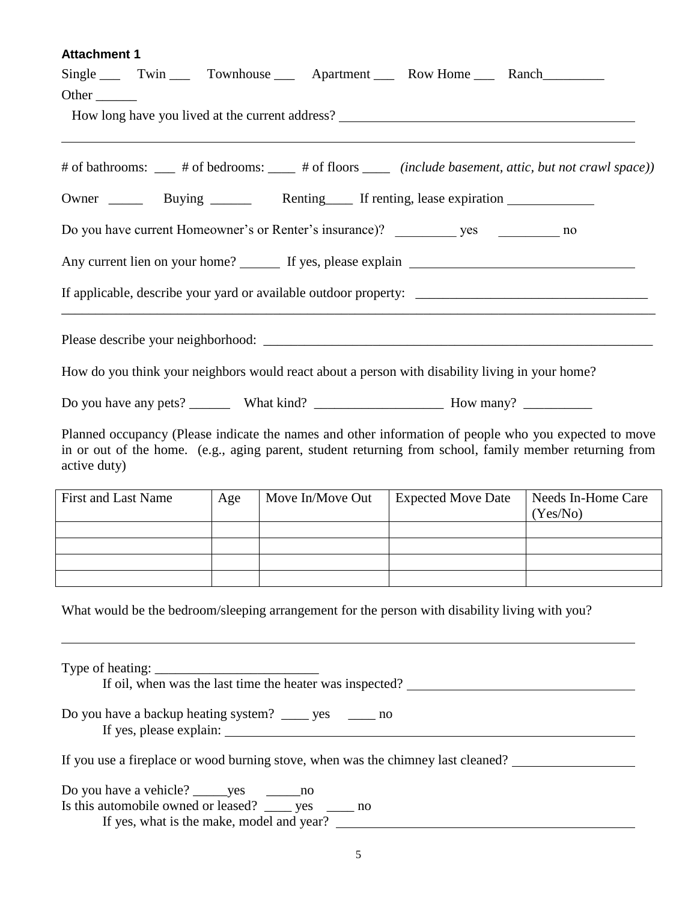**Attachment 1**

Single ___ Twin ___ Townhouse ___ Apartment ___ Row Home ___ Ranch_________

Other ______

How long have you lived at the current address? ______________________________________________

______________________________________________________________________________________

# of bathrooms: ___ # of bedrooms: ____ # of floors ____ *(include basement, attic, but not crawl space))*

Owner _____ Buying ______ Renting____ If renting, lease expiration ____________

Do you have current Homeowner's or Renter's insurance)? _________ yes _________ no

Any current lien on your home? ______ If yes, please explain _________________________________

If applicable, describe your yard or available outdoor property: __________________________________

______________________________________________________________________________________

Please describe your neighborhood: _______________________________________________________

How do you think your neighbors would react about a person with disability living in your home?

Do you have any pets? ______ What kind? ___________________ How many? __________

Planned occupancy (Please indicate the names and other information of people who you expected to move in or out of the home. (e.g., aging parent, student returning from school, family member returning from active duty)

| First and Last Name | Age | Move In/Move Out | Expected Move Date | Needs In-Home Care (Yes/No) |
|---|---|---|---|---|
| | | | | |
| | | | | |
| | | | | |
| | | | | |

What would be the bedroom/sleeping arrangement for the person with disability living with you?

______________________________________________________________________________________

Type of heating: ________________________

If oil, when was the last time the heater was inspected? _________________________________

Do you have a backup heating system? ____ yes ____ no

If yes, please explain: ________________________________________________________________

If you use a fireplace or wood burning stove, when was the chimney last cleaned? _________________

Do you have a vehicle? _____yes _____no

Is this automobile owned or leased? ____ yes ____ no

If yes, what is the make, model and year? ___________________________________________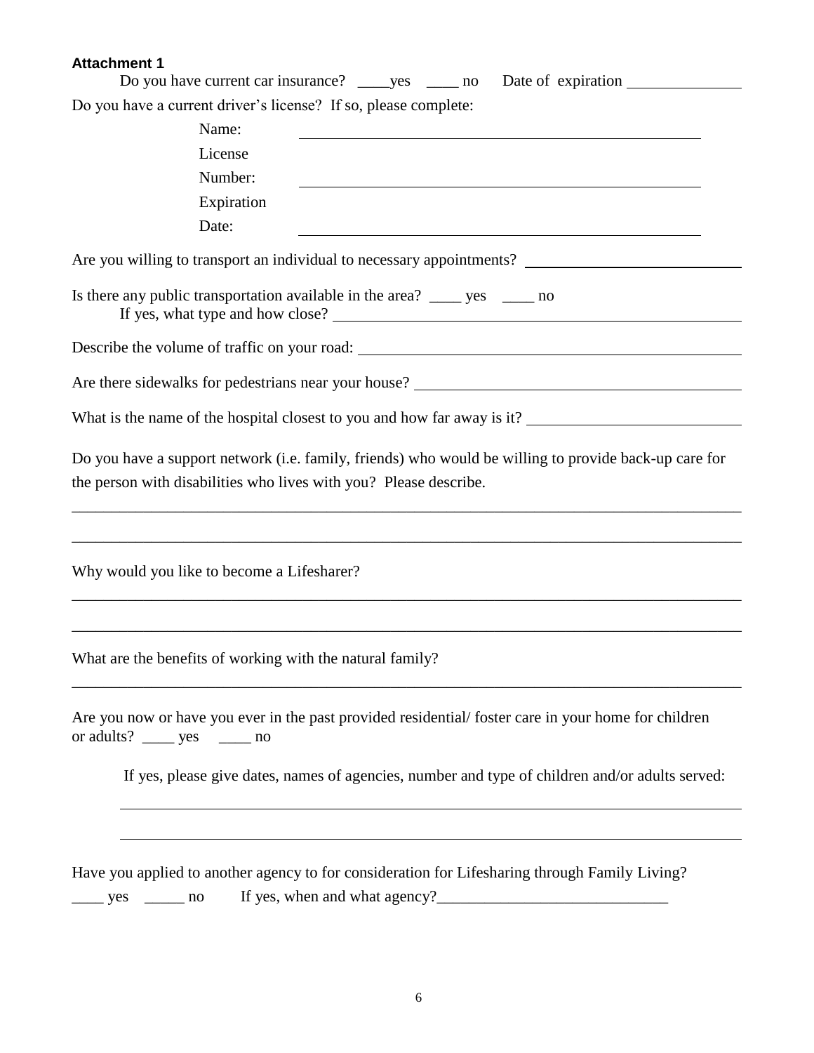**Attachment 1**

Do you have current car insurance? ____yes ____ no Date of expiration ______________

Do you have a current driver's license? If so, please complete:

Name: ____________________________________________

License Number: ____________________________________________

Expiration Date: ____________________________________________

Are you willing to transport an individual to necessary appointments? ________________________

Is there any public transportation available in the area? ____ yes ____ no

If yes, what type and how close? ____________________________________________

Describe the volume of traffic on your road: ____________________________________________

Are there sidewalks for pedestrians near your house? ______________________________________

What is the name of the hospital closest to you and how far away is it? ________________________

Do you have a support network (i.e. family, friends) who would be willing to provide back-up care for the person with disabilities who lives with you? Please describe.

_____________________________________________________________________________

_____________________________________________________________________________

Why would you like to become a Lifesharer?

_____________________________________________________________________________

_____________________________________________________________________________

What are the benefits of working with the natural family?

_____________________________________________________________________________

Are you now or have you ever in the past provided residential/ foster care in your home for children or adults? ____ yes ____ no

If yes, please give dates, names of agencies, number and type of children and/or adults served:

_____________________________________________________________________________

_____________________________________________________________________________

Have you applied to another agency to for consideration for Lifesharing through Family Living?

____ yes _____ no If yes, when and what agency?_____________________________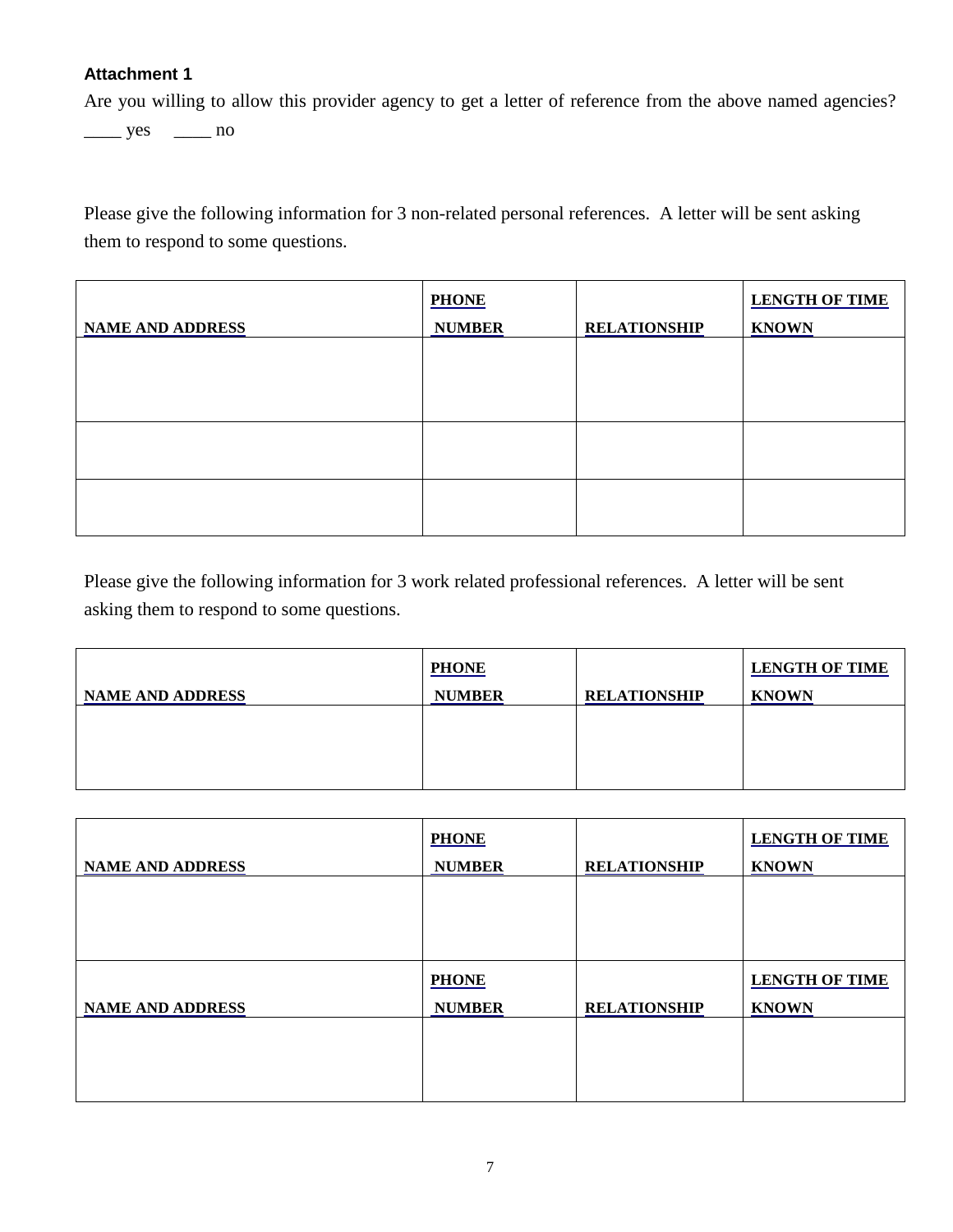**Attachment 1**

Are you willing to allow this provider agency to get a letter of reference from the above named agencies?
____ yes     ____ no

Please give the following information for 3 non-related personal references.  A letter will be sent asking them to respond to some questions.

| NAME AND ADDRESS | PHONE NUMBER | RELATIONSHIP | LENGTH OF TIME KNOWN |
|---|---|---|---|
| | | | |
| | | | |
| | | | |

Please give the following information for 3 work related professional references.  A letter will be sent asking them to respond to some questions.

| NAME AND ADDRESS | PHONE NUMBER | RELATIONSHIP | LENGTH OF TIME KNOWN |
|---|---|---|---|
| | | | |

| NAME AND ADDRESS | PHONE NUMBER | RELATIONSHIP | LENGTH OF TIME KNOWN |
|---|---|---|---|
| | | | |
| **NAME AND ADDRESS** | **PHONE NUMBER** | **RELATIONSHIP** | **LENGTH OF TIME KNOWN** |
| | | | |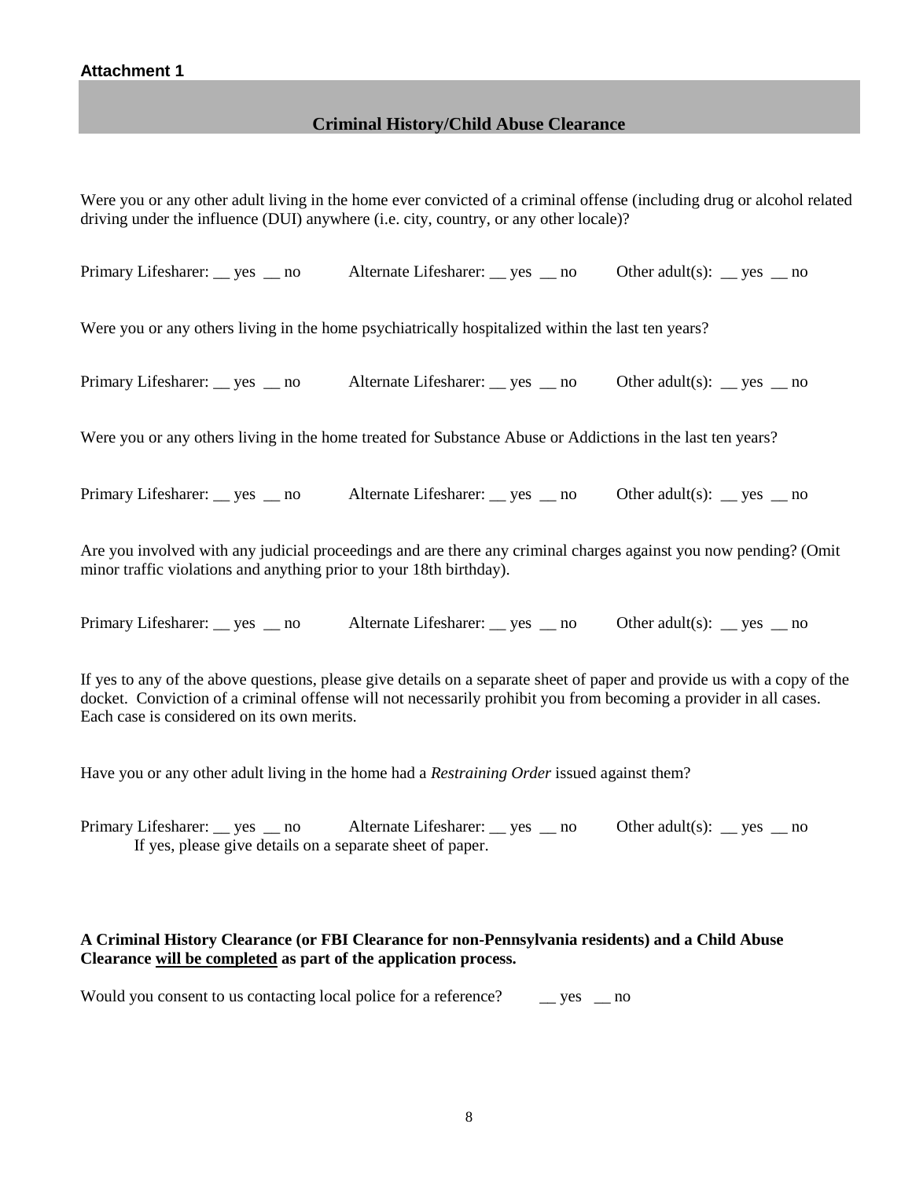**Attachment 1**

## Criminal History/Child Abuse Clearance

Were you or any other adult living in the home ever convicted of a criminal offense (including drug or alcohol related driving under the influence (DUI) anywhere (i.e. city, country, or any other locale)?

Primary Lifesharer: __ yes __ no    Alternate Lifesharer: __ yes __ no    Other adult(s): __ yes __ no

Were you or any others living in the home psychiatrically hospitalized within the last ten years?

Primary Lifesharer: __ yes __ no    Alternate Lifesharer: __ yes __ no    Other adult(s): __ yes __ no

Were you or any others living in the home treated for Substance Abuse or Addictions in the last ten years?

Primary Lifesharer: __ yes __ no    Alternate Lifesharer: __ yes __ no    Other adult(s): __ yes __ no

Are you involved with any judicial proceedings and are there any criminal charges against you now pending? (Omit minor traffic violations and anything prior to your 18th birthday).

Primary Lifesharer: __ yes __ no    Alternate Lifesharer: __ yes __ no    Other adult(s): __ yes __ no

If yes to any of the above questions, please give details on a separate sheet of paper and provide us with a copy of the docket. Conviction of a criminal offense will not necessarily prohibit you from becoming a provider in all cases. Each case is considered on its own merits.

Have you or any other adult living in the home had a *Restraining Order* issued against them?

Primary Lifesharer: __ yes __ no    Alternate Lifesharer: __ yes __ no    Other adult(s): __ yes __ no
If yes, please give details on a separate sheet of paper.

**A Criminal History Clearance (or FBI Clearance for non-Pennsylvania residents) and a Child Abuse Clearance will be completed as part of the application process.**

Would you consent to us contacting local police for a reference?    __ yes __ no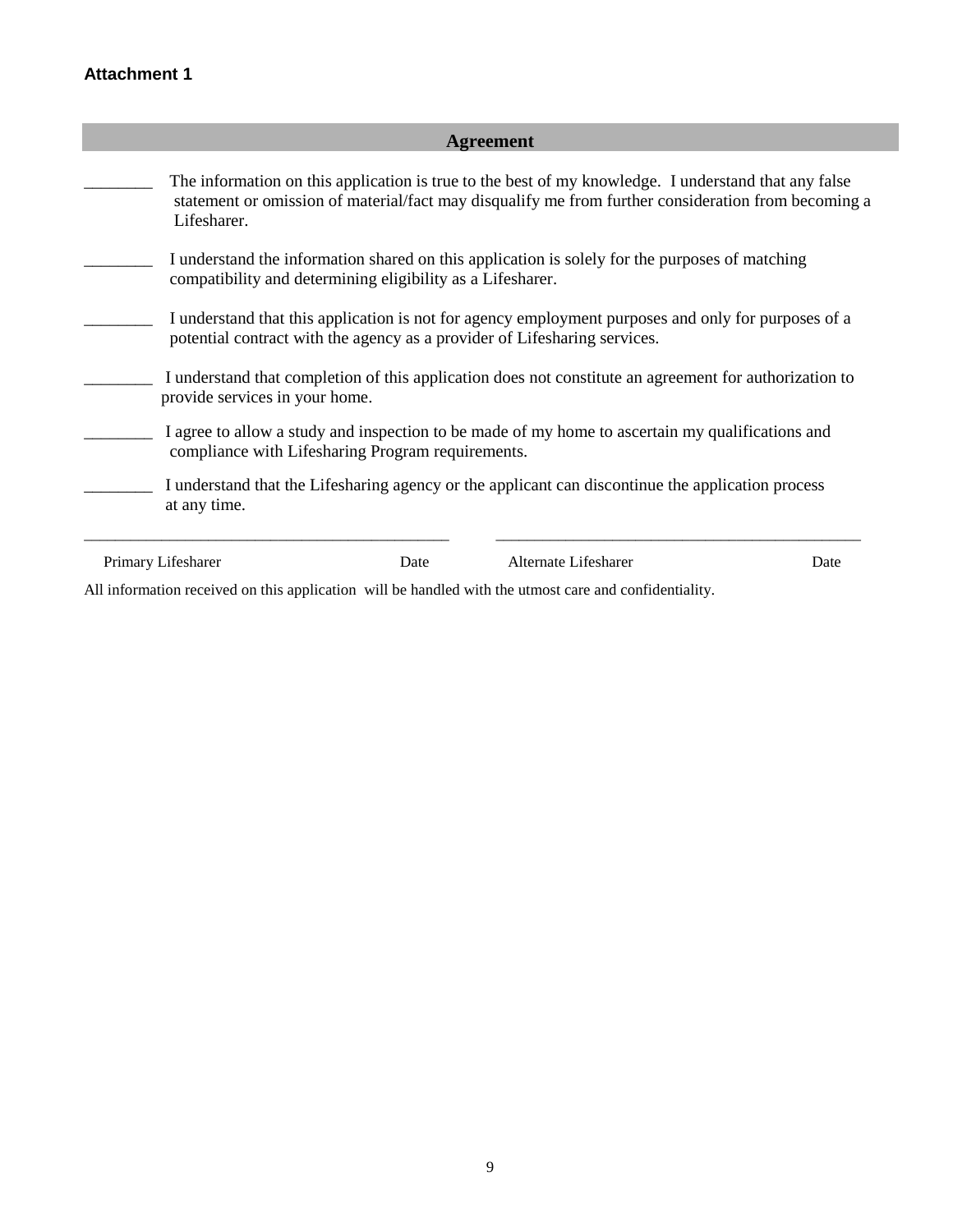**Attachment 1**

## Agreement

________ The information on this application is true to the best of my knowledge. I understand that any false statement or omission of material/fact may disqualify me from further consideration from becoming a Lifesharer.

________ I understand the information shared on this application is solely for the purposes of matching compatibility and determining eligibility as a Lifesharer.

________ I understand that this application is not for agency employment purposes and only for purposes of a potential contract with the agency as a provider of Lifesharing services.

________ I understand that completion of this application does not constitute an agreement for authorization to provide services in your home.

________ I agree to allow a study and inspection to be made of my home to ascertain my qualifications and compliance with Lifesharing Program requirements.

________ I understand that the Lifesharing agency or the applicant can discontinue the application process at any time.

______________________________________________ ______________________________________________

Primary Lifesharer Date Alternate Lifesharer Date

All information received on this application will be handled with the utmost care and confidentiality.